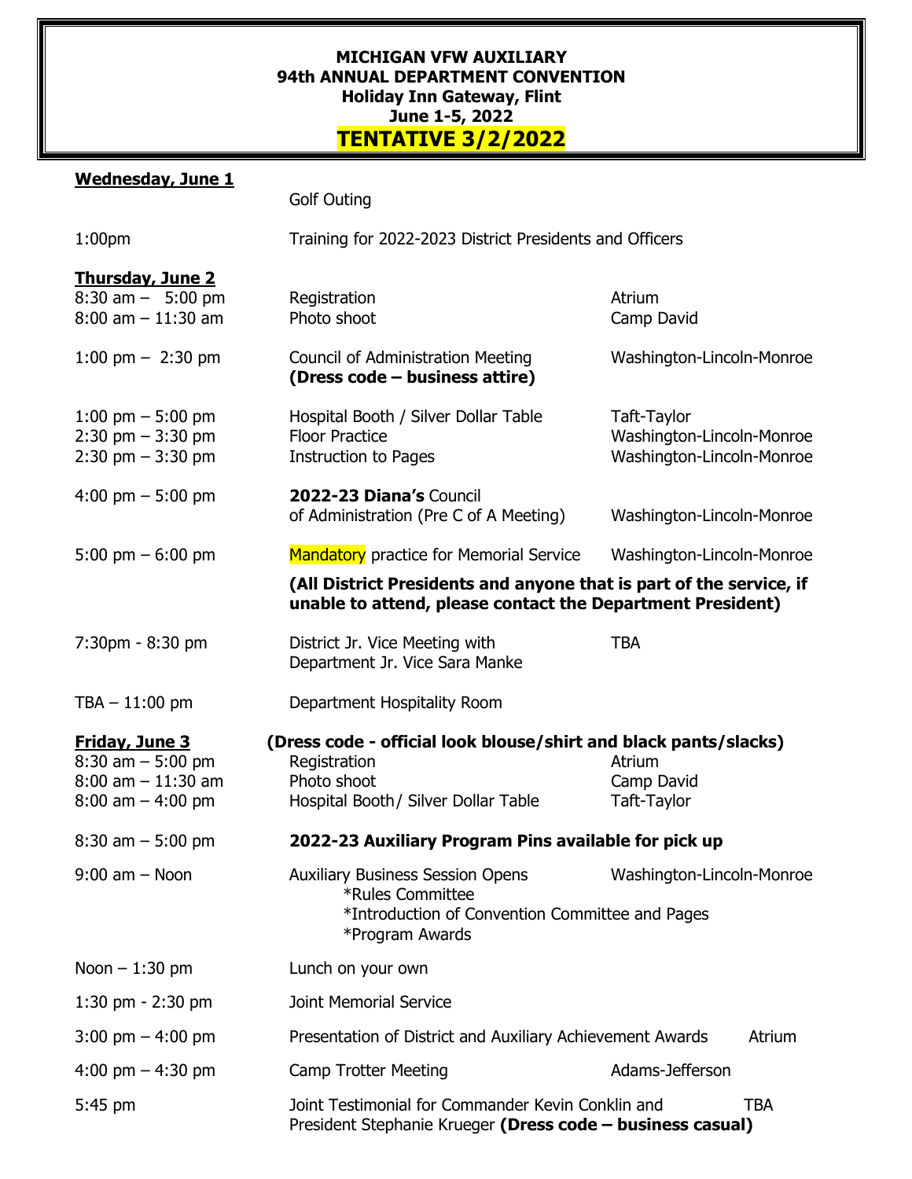**MICHIGAN VFW AUXILIARY**
**94th ANNUAL DEPARTMENT CONVENTION**
**Holiday Inn Gateway, Flint**
**June 1-5, 2022**
**TENTATIVE 3/2/2022**

**Wednesday, June 1**

| | | |
|---|---|---|
| | Golf Outing | |
| 1:00pm | Training for 2022-2023 District Presidents and Officers | |

**Thursday, June 2**

| | | |
|---|---|---|
| 8:30 am – 5:00 pm | Registration | Atrium |
| 8:00 am – 11:30 am | Photo shoot | Camp David |
| 1:00 pm – 2:30 pm | Council of Administration Meeting **(Dress code – business attire)** | Washington-Lincoln-Monroe |
| 1:00 pm – 5:00 pm | Hospital Booth / Silver Dollar Table | Taft-Taylor |
| 2:30 pm – 3:30 pm | Floor Practice | Washington-Lincoln-Monroe |
| 2:30 pm – 3:30 pm | Instruction to Pages | Washington-Lincoln-Monroe |
| 4:00 pm – 5:00 pm | **2022-23 Diana's** Council of Administration (Pre C of A Meeting) | Washington-Lincoln-Monroe |
| 5:00 pm – 6:00 pm | Mandatory practice for Memorial Service | Washington-Lincoln-Monroe |

**(All District Presidents and anyone that is part of the service, if unable to attend, please contact the Department President)**

| | | |
|---|---|---|
| 7:30pm - 8:30 pm | District Jr. Vice Meeting with Department Jr. Vice Sara Manke | TBA |
| TBA – 11:00 pm | Department Hospitality Room | |

**Friday, June 3** **(Dress code - official look blouse/shirt and black pants/slacks)**

| | | |
|---|---|---|
| 8:30 am – 5:00 pm | Registration | Atrium |
| 8:00 am – 11:30 am | Photo shoot | Camp David |
| 8:00 am – 4:00 pm | Hospital Booth/ Silver Dollar Table | Taft-Taylor |
| 8:30 am – 5:00 pm | **2022-23 Auxiliary Program Pins available for pick up** | |
| 9:00 am – Noon | Auxiliary Business Session Opens<br>*Rules Committee<br>*Introduction of Convention Committee and Pages<br>*Program Awards | Washington-Lincoln-Monroe |
| Noon – 1:30 pm | Lunch on your own | |
| 1:30 pm - 2:30 pm | Joint Memorial Service | |
| 3:00 pm – 4:00 pm | Presentation of District and Auxiliary Achievement Awards | Atrium |
| 4:00 pm – 4:30 pm | Camp Trotter Meeting | Adams-Jefferson |
| 5:45 pm | Joint Testimonial for Commander Kevin Conklin and President Stephanie Krueger **(Dress code – business casual)** | TBA |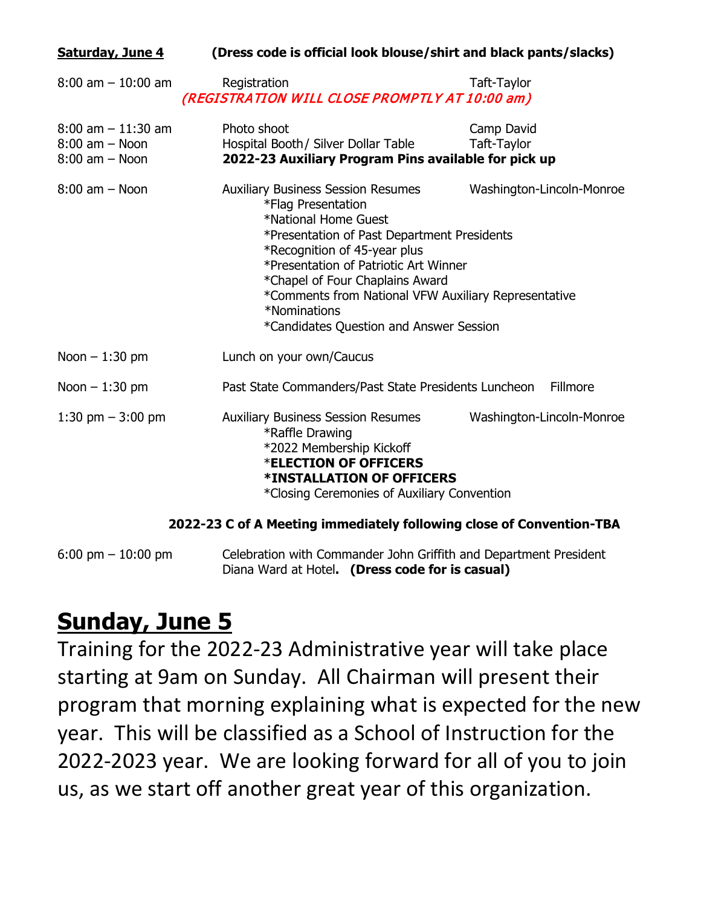**Saturday, June 4** **(Dress code is official look blouse/shirt and black pants/slacks)**

| | | |
|---|---|---|
| 8:00 am – 10:00 am | Registration | Taft-Taylor |
| | *(REGISTRATION WILL CLOSE PROMPTLY AT 10:00 am)* | |
| 8:00 am – 11:30 am | Photo shoot | Camp David |
| 8:00 am – Noon | Hospital Booth/ Silver Dollar Table | Taft-Taylor |
| 8:00 am – Noon | **2022-23 Auxiliary Program Pins available for pick up** | |
| 8:00 am – Noon | Auxiliary Business Session Resumes | Washington-Lincoln-Monroe |

*Flag Presentation
*National Home Guest
*Presentation of Past Department Presidents
*Recognition of 45-year plus
*Presentation of Patriotic Art Winner
*Chapel of Four Chaplains Award
*Comments from National VFW Auxiliary Representative
*Nominations
*Candidates Question and Answer Session

| | | |
|---|---|---|
| Noon – 1:30 pm | Lunch on your own/Caucus | |
| Noon – 1:30 pm | Past State Commanders/Past State Presidents Luncheon | Fillmore |
| 1:30 pm – 3:00 pm | Auxiliary Business Session Resumes | Washington-Lincoln-Monroe |

*Raffle Drawing
*2022 Membership Kickoff
***ELECTION OF OFFICERS**
***INSTALLATION OF OFFICERS**
*Closing Ceremonies of Auxiliary Convention

**2022-23 C of A Meeting immediately following close of Convention-TBA**

6:00 pm – 10:00 pm Celebration with Commander John Griffith and Department President Diana Ward at Hotel**. (Dress code for is casual)**

# Sunday, June 5

Training for the 2022-23 Administrative year will take place starting at 9am on Sunday. All Chairman will present their program that morning explaining what is expected for the new year. This will be classified as a School of Instruction for the 2022-2023 year. We are looking forward for all of you to join us, as we start off another great year of this organization.